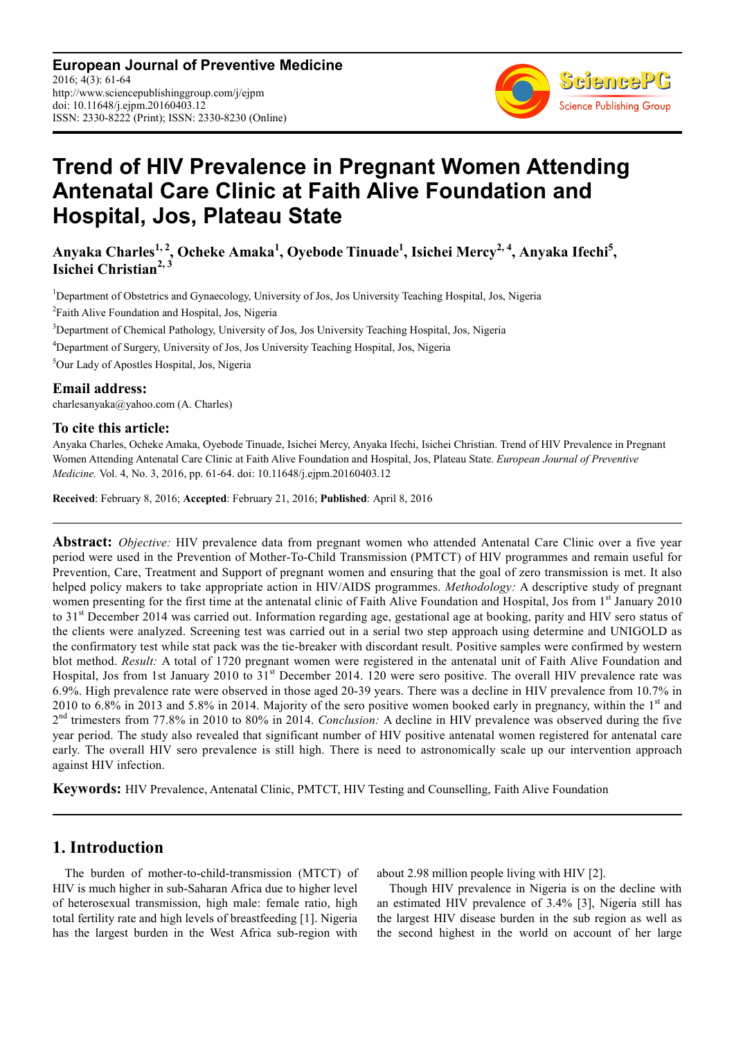# Trend of HIV Prevalence in Pregnant Women Attending Antenatal Care Clinic at Faith Alive Foundation and Hospital, Jos, Plateau State

**Anyaka Charles[1, 2], Ocheke Amaka[1], Oyebode Tinuade[1], Isichei Mercy[2, 4], Anyaka Ifechi[5], Isichei Christian[2, 3]**

[1]Department of Obstetrics and Gynaecology, University of Jos, Jos University Teaching Hospital, Jos, Nigeria

[2]Faith Alive Foundation and Hospital, Jos, Nigeria

[3]Department of Chemical Pathology, University of Jos, Jos University Teaching Hospital, Jos, Nigeria

[4]Department of Surgery, University of Jos, Jos University Teaching Hospital, Jos, Nigeria

[5]Our Lady of Apostles Hospital, Jos, Nigeria

## Email address:

charlesanyaka@yahoo.com (A. Charles)

## To cite this article:

Anyaka Charles, Ocheke Amaka, Oyebode Tinuade, Isichei Mercy, Anyaka Ifechi, Isichei Christian. Trend of HIV Prevalence in Pregnant Women Attending Antenatal Care Clinic at Faith Alive Foundation and Hospital, Jos, Plateau State. *European Journal of Preventive Medicine.* Vol. 4, No. 3, 2016, pp. 61-64. doi: 10.11648/j.ejpm.20160403.12

**Received**: February 8, 2016; **Accepted**: February 21, 2016; **Published**: April 8, 2016

---

**Abstract:** *Objective:* HIV prevalence data from pregnant women who attended Antenatal Care Clinic over a five year period were used in the Prevention of Mother-To-Child Transmission (PMTCT) of HIV programmes and remain useful for Prevention, Care, Treatment and Support of pregnant women and ensuring that the goal of zero transmission is met. It also helped policy makers to take appropriate action in HIV/AIDS programmes. *Methodology:* A descriptive study of pregnant women presenting for the first time at the antenatal clinic of Faith Alive Foundation and Hospital, Jos from 1st January 2010 to 31st December 2014 was carried out. Information regarding age, gestational age at booking, parity and HIV sero status of the clients were analyzed. Screening test was carried out in a serial two step approach using determine and UNIGOLD as the confirmatory test while stat pack was the tie-breaker with discordant result. Positive samples were confirmed by western blot method. *Result:* A total of 1720 pregnant women were registered in the antenatal unit of Faith Alive Foundation and Hospital, Jos from 1st January 2010 to 31st December 2014. 120 were sero positive. The overall HIV prevalence rate was 6.9%. High prevalence rate were observed in those aged 20-39 years. There was a decline in HIV prevalence from 10.7% in 2010 to 6.8% in 2013 and 5.8% in 2014. Majority of the sero positive women booked early in pregnancy, within the 1st and 2nd trimesters from 77.8% in 2010 to 80% in 2014. *Conclusion:* A decline in HIV prevalence was observed during the five year period. The study also revealed that significant number of HIV positive antenatal women registered for antenatal care early. The overall HIV sero prevalence is still high. There is need to astronomically scale up our intervention approach against HIV infection.

**Keywords:** HIV Prevalence, Antenatal Clinic, PMTCT, HIV Testing and Counselling, Faith Alive Foundation

---

## 1. Introduction

The burden of mother-to-child-transmission (MTCT) of HIV is much higher in sub-Saharan Africa due to higher level of heterosexual transmission, high male: female ratio, high total fertility rate and high levels of breastfeeding [1]. Nigeria has the largest burden in the West Africa sub-region with about 2.98 million people living with HIV [2].

Though HIV prevalence in Nigeria is on the decline with an estimated HIV prevalence of 3.4% [3], Nigeria still has the largest HIV disease burden in the sub region as well as the second highest in the world on account of her large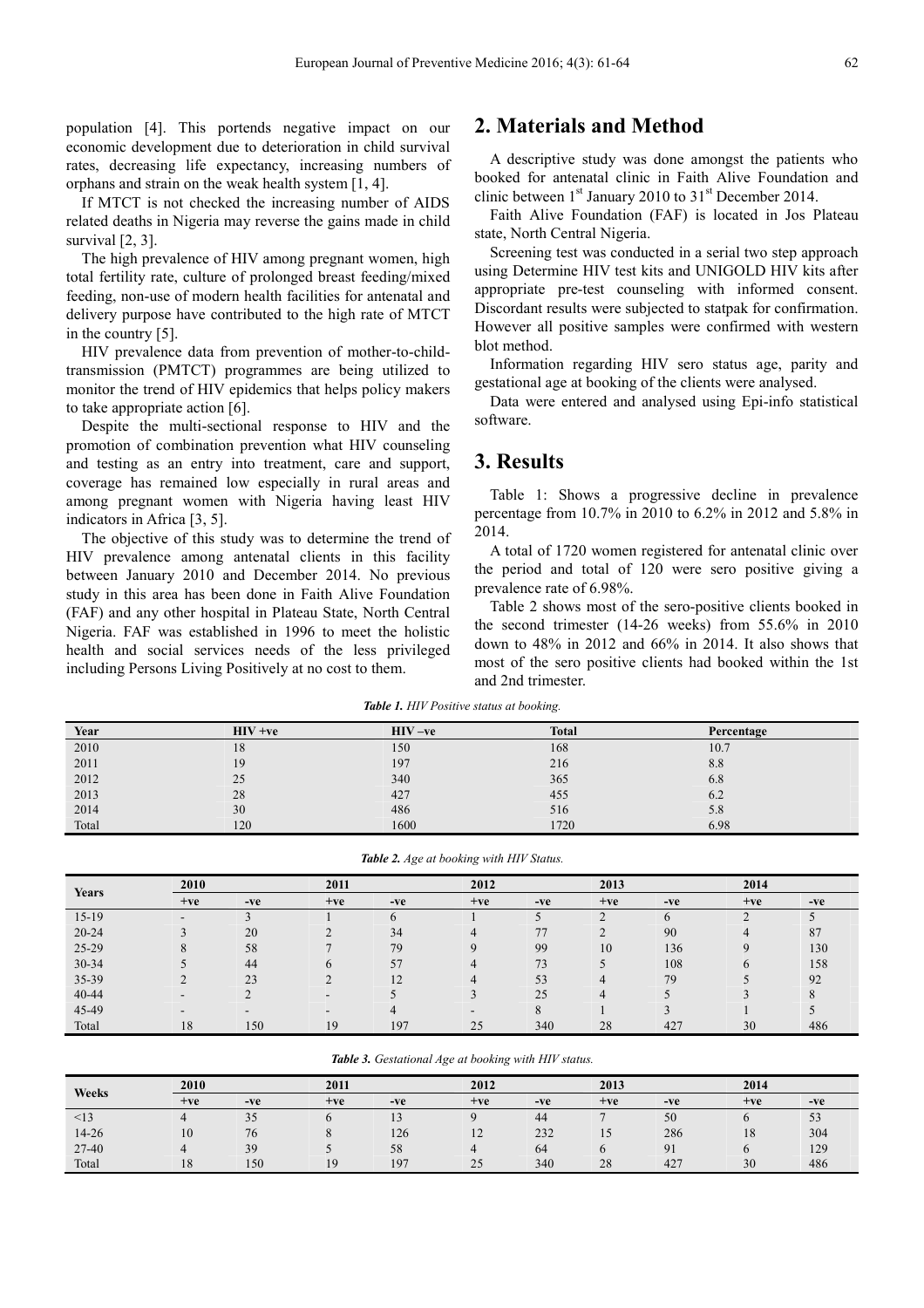population [4]. This portends negative impact on our economic development due to deterioration in child survival rates, decreasing life expectancy, increasing numbers of orphans and strain on the weak health system [1, 4].

If MTCT is not checked the increasing number of AIDS related deaths in Nigeria may reverse the gains made in child survival [2, 3].

The high prevalence of HIV among pregnant women, high total fertility rate, culture of prolonged breast feeding/mixed feeding, non-use of modern health facilities for antenatal and delivery purpose have contributed to the high rate of MTCT in the country [5].

HIV prevalence data from prevention of mother-to-child-transmission (PMTCT) programmes are being utilized to monitor the trend of HIV epidemics that helps policy makers to take appropriate action [6].

Despite the multi-sectional response to HIV and the promotion of combination prevention what HIV counseling and testing as an entry into treatment, care and support, coverage has remained low especially in rural areas and among pregnant women with Nigeria having least HIV indicators in Africa [3, 5].

The objective of this study was to determine the trend of HIV prevalence among antenatal clients in this facility between January 2010 and December 2014. No previous study in this area has been done in Faith Alive Foundation (FAF) and any other hospital in Plateau State, North Central Nigeria. FAF was established in 1996 to meet the holistic health and social services needs of the less privileged including Persons Living Positively at no cost to them.

# 2. Materials and Method

A descriptive study was done amongst the patients who booked for antenatal clinic in Faith Alive Foundation and clinic between 1st January 2010 to 31st December 2014.

Faith Alive Foundation (FAF) is located in Jos Plateau state, North Central Nigeria.

Screening test was conducted in a serial two step approach using Determine HIV test kits and UNIGOLD HIV kits after appropriate pre-test counseling with informed consent. Discordant results were subjected to statpak for confirmation. However all positive samples were confirmed with western blot method.

Information regarding HIV sero status age, parity and gestational age at booking of the clients were analysed.

Data were entered and analysed using Epi-info statistical software.

# 3. Results

Table 1: Shows a progressive decline in prevalence percentage from 10.7% in 2010 to 6.2% in 2012 and 5.8% in 2014.

A total of 1720 women registered for antenatal clinic over the period and total of 120 were sero positive giving a prevalence rate of 6.98%.

Table 2 shows most of the sero-positive clients booked in the second trimester (14-26 weeks) from 55.6% in 2010 down to 48% in 2012 and 66% in 2014. It also shows that most of the sero positive clients had booked within the 1st and 2nd trimester.

***Table 1.*** *HIV Positive status at booking.*

| Year | HIV +ve | HIV –ve | Total | Percentage |
|---|---|---|---|---|
| 2010 | 18 | 150 | 168 | 10.7 |
| 2011 | 19 | 197 | 216 | 8.8 |
| 2012 | 25 | 340 | 365 | 6.8 |
| 2013 | 28 | 427 | 455 | 6.2 |
| 2014 | 30 | 486 | 516 | 5.8 |
| Total | 120 | 1600 | 1720 | 6.98 |

***Table 2.*** *Age at booking with HIV Status.*

| Years | 2010 | | 2011 | | 2012 | | 2013 | | 2014 | |
|---|---|---|---|---|---|---|---|---|---|---|
| | +ve | -ve | +ve | -ve | +ve | -ve | +ve | -ve | +ve | -ve |
| 15-19 | - | 3 | 1 | 6 | 1 | 5 | 2 | 6 | 2 | 5 |
| 20-24 | 3 | 20 | 2 | 34 | 4 | 77 | 2 | 90 | 4 | 87 |
| 25-29 | 8 | 58 | 7 | 79 | 9 | 99 | 10 | 136 | 9 | 130 |
| 30-34 | 5 | 44 | 6 | 57 | 4 | 73 | 5 | 108 | 6 | 158 |
| 35-39 | 2 | 23 | 2 | 12 | 4 | 53 | 4 | 79 | 5 | 92 |
| 40-44 | - | 2 | - | 5 | 3 | 25 | 4 | 5 | 3 | 8 |
| 45-49 | - | - | - | 4 | - | 8 | 1 | 3 | 1 | 5 |
| Total | 18 | 150 | 19 | 197 | 25 | 340 | 28 | 427 | 30 | 486 |

***Table 3.*** *Gestational Age at booking with HIV status.*

| Weeks | 2010 | | 2011 | | 2012 | | 2013 | | 2014 | |
|---|---|---|---|---|---|---|---|---|---|---|
| | +ve | -ve | +ve | -ve | +ve | -ve | +ve | -ve | +ve | -ve |
| <13 | 4 | 35 | 6 | 13 | 9 | 44 | 7 | 50 | 6 | 53 |
| 14-26 | 10 | 76 | 8 | 126 | 12 | 232 | 15 | 286 | 18 | 304 |
| 27-40 | 4 | 39 | 5 | 58 | 4 | 64 | 6 | 91 | 6 | 129 |
| Total | 18 | 150 | 19 | 197 | 25 | 340 | 28 | 427 | 30 | 486 |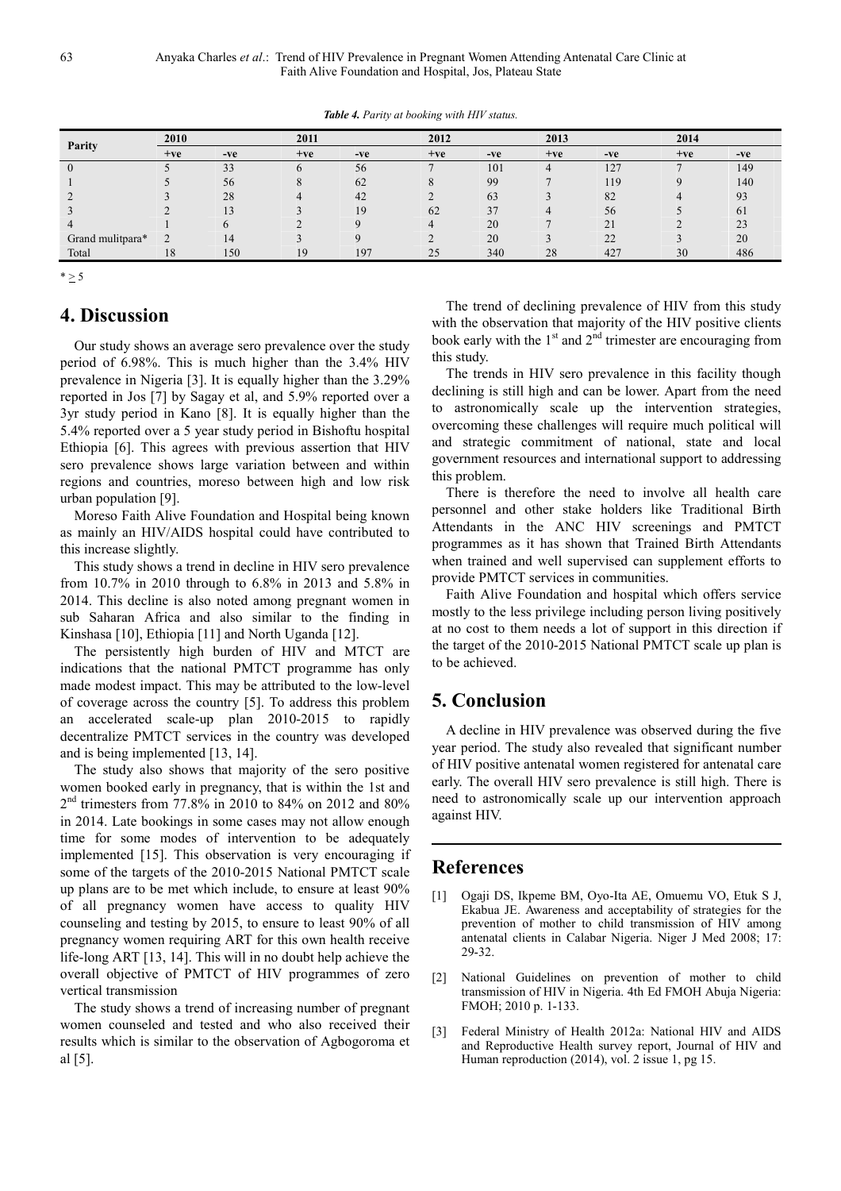*Table 4. Parity at booking with HIV status.*

| Parity | 2010 | | 2011 | | 2012 | | 2013 | | 2014 | |
|---|---|---|---|---|---|---|---|---|---|---|
| | +ve | -ve | +ve | -ve | +ve | -ve | +ve | -ve | +ve | -ve |
| 0 | 5 | 33 | 6 | 56 | 7 | 101 | 4 | 127 | 7 | 149 |
| 1 | 5 | 56 | 8 | 62 | 8 | 99 | 7 | 119 | 9 | 140 |
| 2 | 3 | 28 | 4 | 42 | 2 | 63 | 3 | 82 | 4 | 93 |
| 3 | 2 | 13 | 3 | 19 | 62 | 37 | 4 | 56 | 5 | 61 |
| 4 | 1 | 6 | 2 | 9 | 4 | 20 | 7 | 21 | 2 | 23 |
| Grand mulitpara* | 2 | 14 | 3 | 9 | 2 | 20 | 3 | 22 | 3 | 20 |
| Total | 18 | 150 | 19 | 197 | 25 | 340 | 28 | 427 | 30 | 486 |

* $\geq 5$

## 4. Discussion

Our study shows an average sero prevalence over the study period of 6.98%. This is much higher than the 3.4% HIV prevalence in Nigeria [3]. It is equally higher than the 3.29% reported in Jos [7] by Sagay et al, and 5.9% reported over a 3yr study period in Kano [8]. It is equally higher than the 5.4% reported over a 5 year study period in Bishoftu hospital Ethiopia [6]. This agrees with previous assertion that HIV sero prevalence shows large variation between and within regions and countries, moreso between high and low risk urban population [9].

Moreso Faith Alive Foundation and Hospital being known as mainly an HIV/AIDS hospital could have contributed to this increase slightly.

This study shows a trend in decline in HIV sero prevalence from 10.7% in 2010 through to 6.8% in 2013 and 5.8% in 2014. This decline is also noted among pregnant women in sub Saharan Africa and also similar to the finding in Kinshasa [10], Ethiopia [11] and North Uganda [12].

The persistently high burden of HIV and MTCT are indications that the national PMTCT programme has only made modest impact. This may be attributed to the low-level of coverage across the country [5]. To address this problem an accelerated scale-up plan 2010-2015 to rapidly decentralize PMTCT services in the country was developed and is being implemented [13, 14].

The study also shows that majority of the sero positive women booked early in pregnancy, that is within the 1st and 2nd trimesters from 77.8% in 2010 to 84% on 2012 and 80% in 2014. Late bookings in some cases may not allow enough time for some modes of intervention to be adequately implemented [15]. This observation is very encouraging if some of the targets of the 2010-2015 National PMTCT scale up plans are to be met which include, to ensure at least 90% of all pregnancy women have access to quality HIV counseling and testing by 2015, to ensure to least 90% of all pregnancy women requiring ART for this own health receive life-long ART [13, 14]. This will in no doubt help achieve the overall objective of PMTCT of HIV programmes of zero vertical transmission

The study shows a trend of increasing number of pregnant women counseled and tested and who also received their results which is similar to the observation of Agbogoroma et al [5].

The trend of declining prevalence of HIV from this study with the observation that majority of the HIV positive clients book early with the 1st and 2nd trimester are encouraging from this study.

The trends in HIV sero prevalence in this facility though declining is still high and can be lower. Apart from the need to astronomically scale up the intervention strategies, overcoming these challenges will require much political will and strategic commitment of national, state and local government resources and international support to addressing this problem.

There is therefore the need to involve all health care personnel and other stake holders like Traditional Birth Attendants in the ANC HIV screenings and PMTCT programmes as it has shown that Trained Birth Attendants when trained and well supervised can supplement efforts to provide PMTCT services in communities.

Faith Alive Foundation and hospital which offers service mostly to the less privilege including person living positively at no cost to them needs a lot of support in this direction if the target of the 2010-2015 National PMTCT scale up plan is to be achieved.

## 5. Conclusion

A decline in HIV prevalence was observed during the five year period. The study also revealed that significant number of HIV positive antenatal women registered for antenatal care early. The overall HIV sero prevalence is still high. There is need to astronomically scale up our intervention approach against HIV.

## References

[1] Ogaji DS, Ikpeme BM, Oyo-Ita AE, Omuemu VO, Etuk S J, Ekabua JE. Awareness and acceptability of strategies for the prevention of mother to child transmission of HIV among antenatal clients in Calabar Nigeria. Niger J Med 2008; 17: 29-32.

[2] National Guidelines on prevention of mother to child transmission of HIV in Nigeria. 4th Ed FMOH Abuja Nigeria: FMOH; 2010 p. 1-133.

[3] Federal Ministry of Health 2012a: National HIV and AIDS and Reproductive Health survey report, Journal of HIV and Human reproduction (2014), vol. 2 issue 1, pg 15.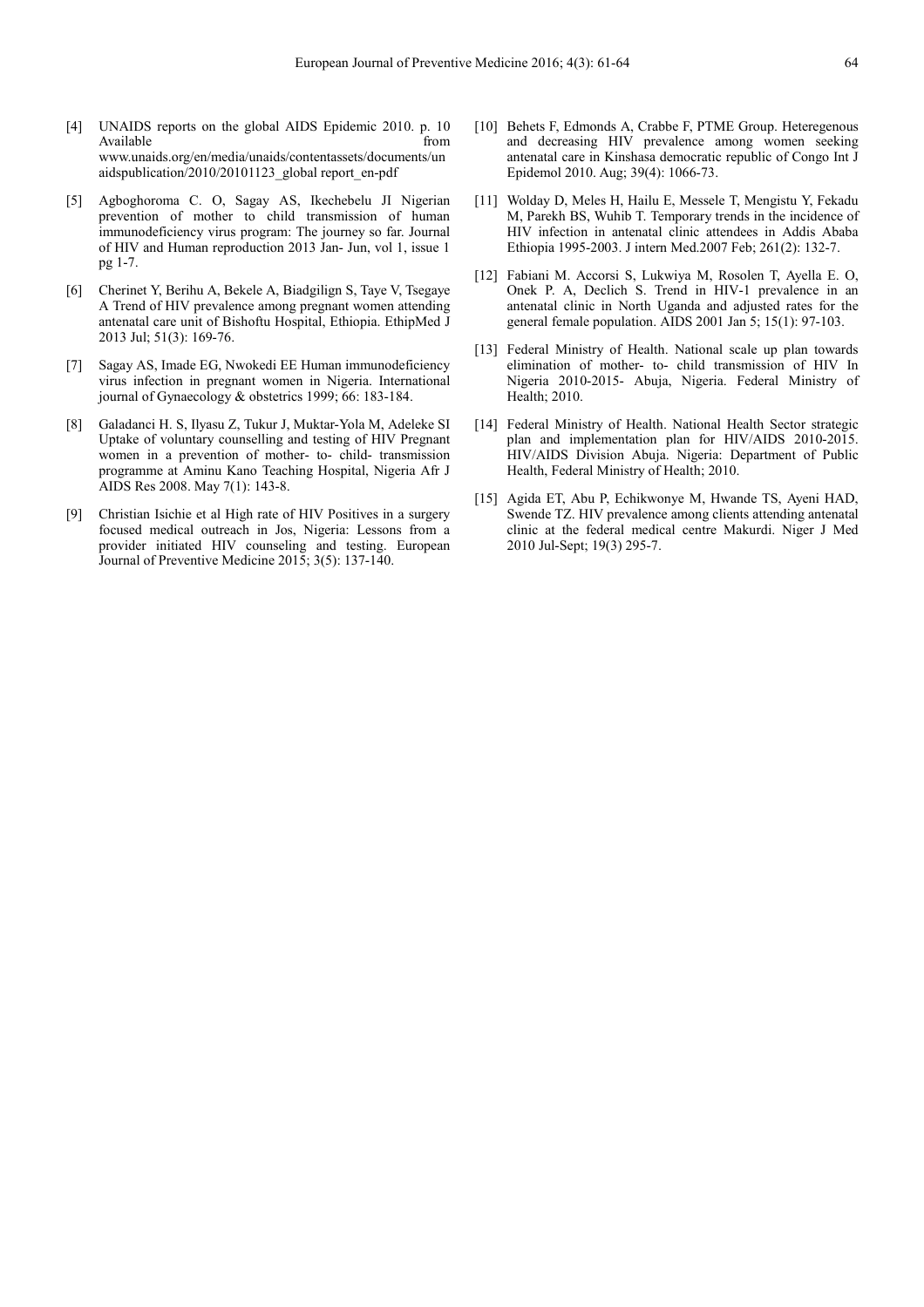[4] UNAIDS reports on the global AIDS Epidemic 2010. p. 10 Available from www.unaids.org/en/media/unaids/contentassets/documents/unaidspublication/2010/20101123_global report_en-pdf

[5] Agboghoroma C. O, Sagay AS, Ikechebelu JI Nigerian prevention of mother to child transmission of human immunodeficiency virus program: The journey so far. Journal of HIV and Human reproduction 2013 Jan- Jun, vol 1, issue 1 pg 1-7.

[6] Cherinet Y, Berihu A, Bekele A, Biadgilign S, Taye V, Tsegaye A Trend of HIV prevalence among pregnant women attending antenatal care unit of Bishoftu Hospital, Ethiopia. EthipMed J 2013 Jul; 51(3): 169-76.

[7] Sagay AS, Imade EG, Nwokedi EE Human immunodeficiency virus infection in pregnant women in Nigeria. International journal of Gynaecology & obstetrics 1999; 66: 183-184.

[8] Galadanci H. S, Ilyasu Z, Tukur J, Muktar-Yola M, Adeleke SI Uptake of voluntary counselling and testing of HIV Pregnant women in a prevention of mother- to- child- transmission programme at Aminu Kano Teaching Hospital, Nigeria Afr J AIDS Res 2008. May 7(1): 143-8.

[9] Christian Isichie et al High rate of HIV Positives in a surgery focused medical outreach in Jos, Nigeria: Lessons from a provider initiated HIV counseling and testing. European Journal of Preventive Medicine 2015; 3(5): 137-140.

[10] Behets F, Edmonds A, Crabbe F, PTME Group. Heteregenous and decreasing HIV prevalence among women seeking antenatal care in Kinshasa democratic republic of Congo Int J Epidemol 2010. Aug; 39(4): 1066-73.

[11] Wolday D, Meles H, Hailu E, Messele T, Mengistu Y, Fekadu M, Parekh BS, Wuhib T. Temporary trends in the incidence of HIV infection in antenatal clinic attendees in Addis Ababa Ethiopia 1995-2003. J intern Med.2007 Feb; 261(2): 132-7.

[12] Fabiani M. Accorsi S, Lukwiya M, Rosolen T, Ayella E. O, Onek P. A, Declich S. Trend in HIV-1 prevalence in an antenatal clinic in North Uganda and adjusted rates for the general female population. AIDS 2001 Jan 5; 15(1): 97-103.

[13] Federal Ministry of Health. National scale up plan towards elimination of mother- to- child transmission of HIV In Nigeria 2010-2015- Abuja, Nigeria. Federal Ministry of Health; 2010.

[14] Federal Ministry of Health. National Health Sector strategic plan and implementation plan for HIV/AIDS 2010-2015. HIV/AIDS Division Abuja. Nigeria: Department of Public Health, Federal Ministry of Health; 2010.

[15] Agida ET, Abu P, Echikwonye M, Hwande TS, Ayeni HAD, Swende TZ. HIV prevalence among clients attending antenatal clinic at the federal medical centre Makurdi. Niger J Med 2010 Jul-Sept; 19(3) 295-7.